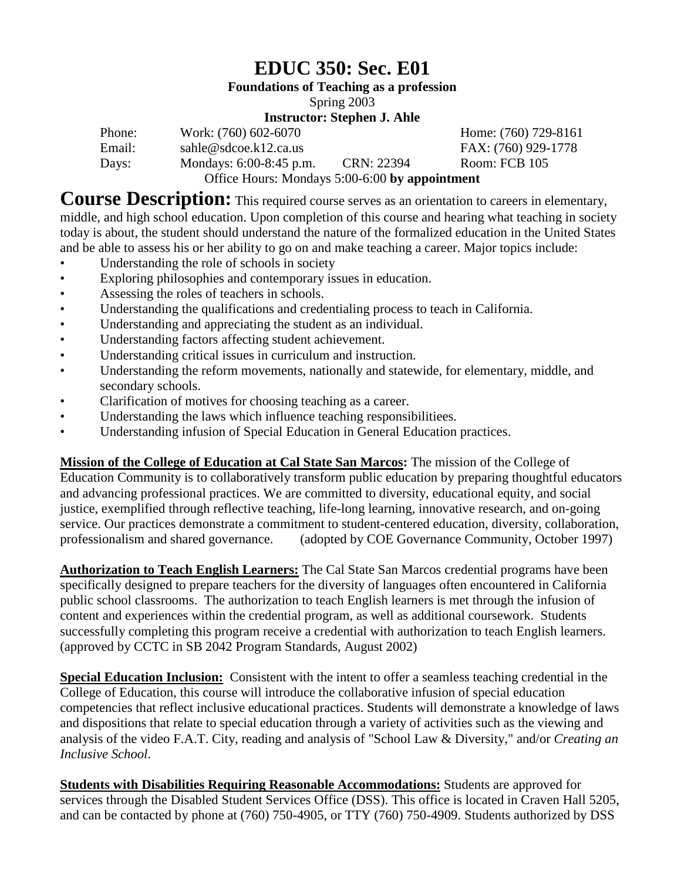# EDUC 350: Sec. E01

**Foundations of Teaching as a profession**

Spring 2003

**Instructor: Stephen J. Ahle**

| | | | |
|---|---|---|---|
| Phone: | Work: (760) 602-6070 | | Home: (760) 729-8161 |
| Email: | sahle@sdcoe.k12.ca.us | | FAX: (760) 929-1778 |
| Days: | Mondays: 6:00-8:45 p.m. | CRN: 22394 | Room: FCB 105 |

Office Hours: Mondays 5:00-6:00 **by appointment**

**Course Description:** This required course serves as an orientation to careers in elementary, middle, and high school education. Upon completion of this course and hearing what teaching in society today is about, the student should understand the nature of the formalized education in the United States and be able to assess his or her ability to go on and make teaching a career. Major topics include:

- Understanding the role of schools in society
- Exploring philosophies and contemporary issues in education.
- Assessing the roles of teachers in schools.
- Understanding the qualifications and credentialing process to teach in California.
- Understanding and appreciating the student as an individual.
- Understanding factors affecting student achievement.
- Understanding critical issues in curriculum and instruction.
- Understanding the reform movements, nationally and statewide, for elementary, middle, and secondary schools.
- Clarification of motives for choosing teaching as a career.
- Understanding the laws which influence teaching responsibilitiees.
- Understanding infusion of Special Education in General Education practices.

**Mission of the College of Education at Cal State San Marcos:** The mission of the College of Education Community is to collaboratively transform public education by preparing thoughtful educators and advancing professional practices. We are committed to diversity, educational equity, and social justice, exemplified through reflective teaching, life-long learning, innovative research, and on-going service. Our practices demonstrate a commitment to student-centered education, diversity, collaboration, professionalism and shared governance. (adopted by COE Governance Community, October 1997)

**Authorization to Teach English Learners:** The Cal State San Marcos credential programs have been specifically designed to prepare teachers for the diversity of languages often encountered in California public school classrooms. The authorization to teach English learners is met through the infusion of content and experiences within the credential program, as well as additional coursework. Students successfully completing this program receive a credential with authorization to teach English learners. (approved by CCTC in SB 2042 Program Standards, August 2002)

**Special Education Inclusion:** Consistent with the intent to offer a seamless teaching credential in the College of Education, this course will introduce the collaborative infusion of special education competencies that reflect inclusive educational practices. Students will demonstrate a knowledge of laws and dispositions that relate to special education through a variety of activities such as the viewing and analysis of the video F.A.T. City, reading and analysis of "School Law & Diversity," and/or *Creating an Inclusive School*.

**Students with Disabilities Requiring Reasonable Accommodations:** Students are approved for services through the Disabled Student Services Office (DSS). This office is located in Craven Hall 5205, and can be contacted by phone at (760) 750-4905, or TTY (760) 750-4909. Students authorized by DSS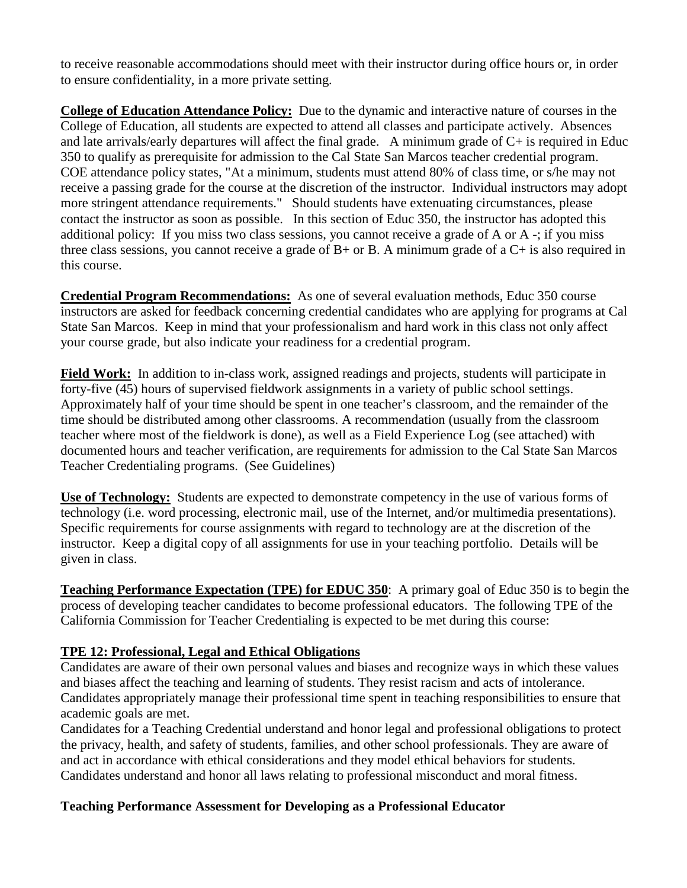to receive reasonable accommodations should meet with their instructor during office hours or, in order to ensure confidentiality, in a more private setting.

**College of Education Attendance Policy:** Due to the dynamic and interactive nature of courses in the College of Education, all students are expected to attend all classes and participate actively. Absences and late arrivals/early departures will affect the final grade. A minimum grade of C+ is required in Educ 350 to qualify as prerequisite for admission to the Cal State San Marcos teacher credential program. COE attendance policy states, "At a minimum, students must attend 80% of class time, or s/he may not receive a passing grade for the course at the discretion of the instructor. Individual instructors may adopt more stringent attendance requirements." Should students have extenuating circumstances, please contact the instructor as soon as possible. In this section of Educ 350, the instructor has adopted this additional policy: If you miss two class sessions, you cannot receive a grade of A or A -; if you miss three class sessions, you cannot receive a grade of B+ or B. A minimum grade of a C+ is also required in this course.

**Credential Program Recommendations:** As one of several evaluation methods, Educ 350 course instructors are asked for feedback concerning credential candidates who are applying for programs at Cal State San Marcos. Keep in mind that your professionalism and hard work in this class not only affect your course grade, but also indicate your readiness for a credential program.

**Field Work:** In addition to in-class work, assigned readings and projects, students will participate in forty-five (45) hours of supervised fieldwork assignments in a variety of public school settings. Approximately half of your time should be spent in one teacher's classroom, and the remainder of the time should be distributed among other classrooms. A recommendation (usually from the classroom teacher where most of the fieldwork is done), as well as a Field Experience Log (see attached) with documented hours and teacher verification, are requirements for admission to the Cal State San Marcos Teacher Credentialing programs. (See Guidelines)

**Use of Technology:** Students are expected to demonstrate competency in the use of various forms of technology (i.e. word processing, electronic mail, use of the Internet, and/or multimedia presentations). Specific requirements for course assignments with regard to technology are at the discretion of the instructor. Keep a digital copy of all assignments for use in your teaching portfolio. Details will be given in class.

**Teaching Performance Expectation (TPE) for EDUC 350**: A primary goal of Educ 350 is to begin the process of developing teacher candidates to become professional educators. The following TPE of the California Commission for Teacher Credentialing is expected to be met during this course:

**TPE 12: Professional, Legal and Ethical Obligations**

Candidates are aware of their own personal values and biases and recognize ways in which these values and biases affect the teaching and learning of students. They resist racism and acts of intolerance. Candidates appropriately manage their professional time spent in teaching responsibilities to ensure that academic goals are met.

Candidates for a Teaching Credential understand and honor legal and professional obligations to protect the privacy, health, and safety of students, families, and other school professionals. They are aware of and act in accordance with ethical considerations and they model ethical behaviors for students. Candidates understand and honor all laws relating to professional misconduct and moral fitness.

**Teaching Performance Assessment for Developing as a Professional Educator**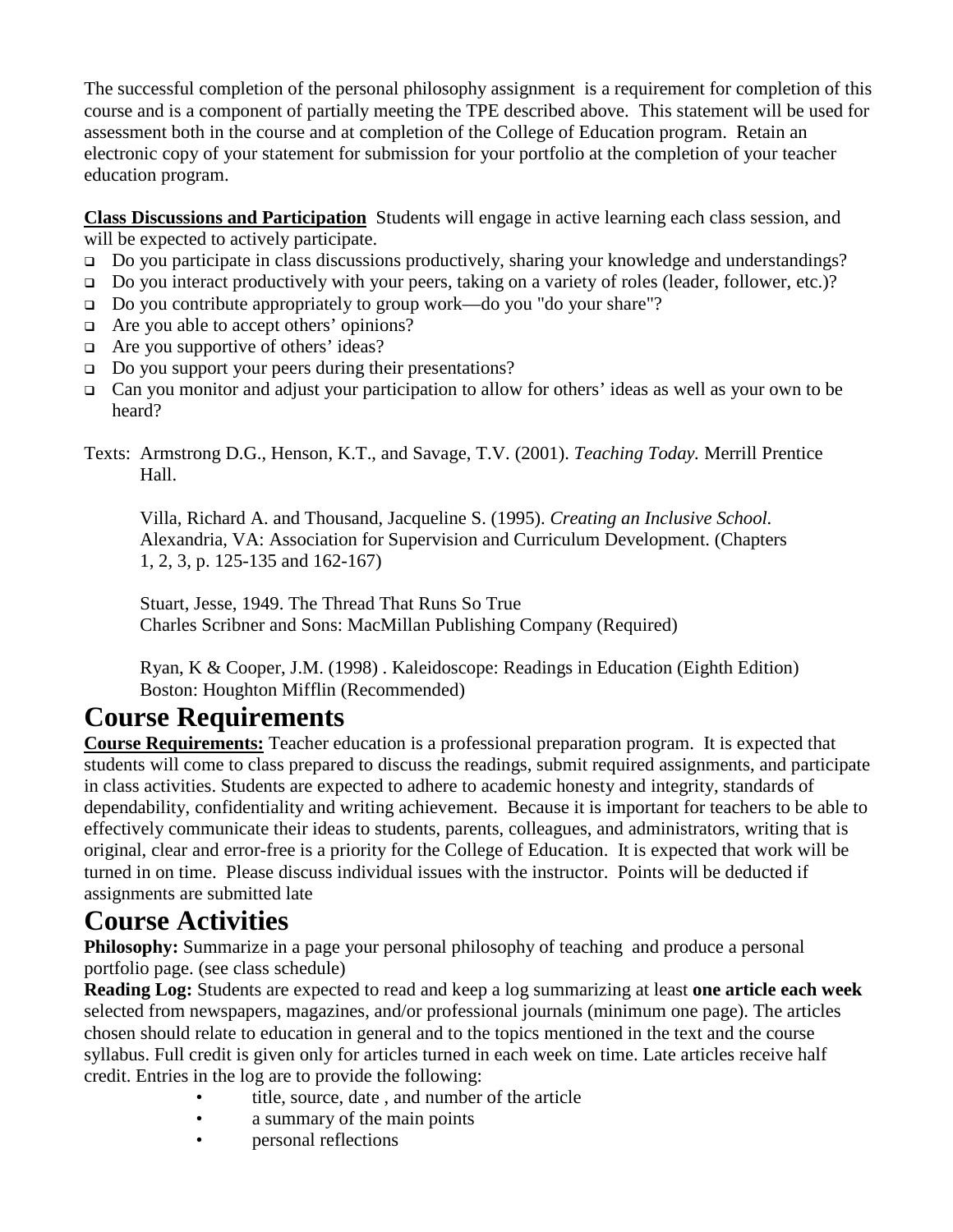The successful completion of the personal philosophy assignment is a requirement for completion of this course and is a component of partially meeting the TPE described above. This statement will be used for assessment both in the course and at completion of the College of Education program. Retain an electronic copy of your statement for submission for your portfolio at the completion of your teacher education program.

**Class Discussions and Participation** Students will engage in active learning each class session, and will be expected to actively participate.

- Do you participate in class discussions productively, sharing your knowledge and understandings?
- Do you interact productively with your peers, taking on a variety of roles (leader, follower, etc.)?
- Do you contribute appropriately to group work—do you "do your share"?
- Are you able to accept others' opinions?
- Are you supportive of others' ideas?
- Do you support your peers during their presentations?
- Can you monitor and adjust your participation to allow for others' ideas as well as your own to be heard?

Texts: Armstrong D.G., Henson, K.T., and Savage, T.V. (2001). *Teaching Today.* Merrill Prentice Hall.

Villa, Richard A. and Thousand, Jacqueline S. (1995). *Creating an Inclusive School.* Alexandria, VA: Association for Supervision and Curriculum Development. (Chapters 1, 2, 3, p. 125-135 and 162-167)

Stuart, Jesse, 1949. The Thread That Runs So True
Charles Scribner and Sons: MacMillan Publishing Company (Required)

Ryan, K & Cooper, J.M. (1998) . Kaleidoscope: Readings in Education (Eighth Edition) Boston: Houghton Mifflin (Recommended)

# Course Requirements

**Course Requirements:** Teacher education is a professional preparation program. It is expected that students will come to class prepared to discuss the readings, submit required assignments, and participate in class activities. Students are expected to adhere to academic honesty and integrity, standards of dependability, confidentiality and writing achievement. Because it is important for teachers to be able to effectively communicate their ideas to students, parents, colleagues, and administrators, writing that is original, clear and error-free is a priority for the College of Education. It is expected that work will be turned in on time. Please discuss individual issues with the instructor. Points will be deducted if assignments are submitted late

# Course Activities

**Philosophy:** Summarize in a page your personal philosophy of teaching and produce a personal portfolio page. (see class schedule)

**Reading Log:** Students are expected to read and keep a log summarizing at least **one article each week** selected from newspapers, magazines, and/or professional journals (minimum one page). The articles chosen should relate to education in general and to the topics mentioned in the text and the course syllabus. Full credit is given only for articles turned in each week on time. Late articles receive half credit. Entries in the log are to provide the following:

- title, source, date , and number of the article
- a summary of the main points
- personal reflections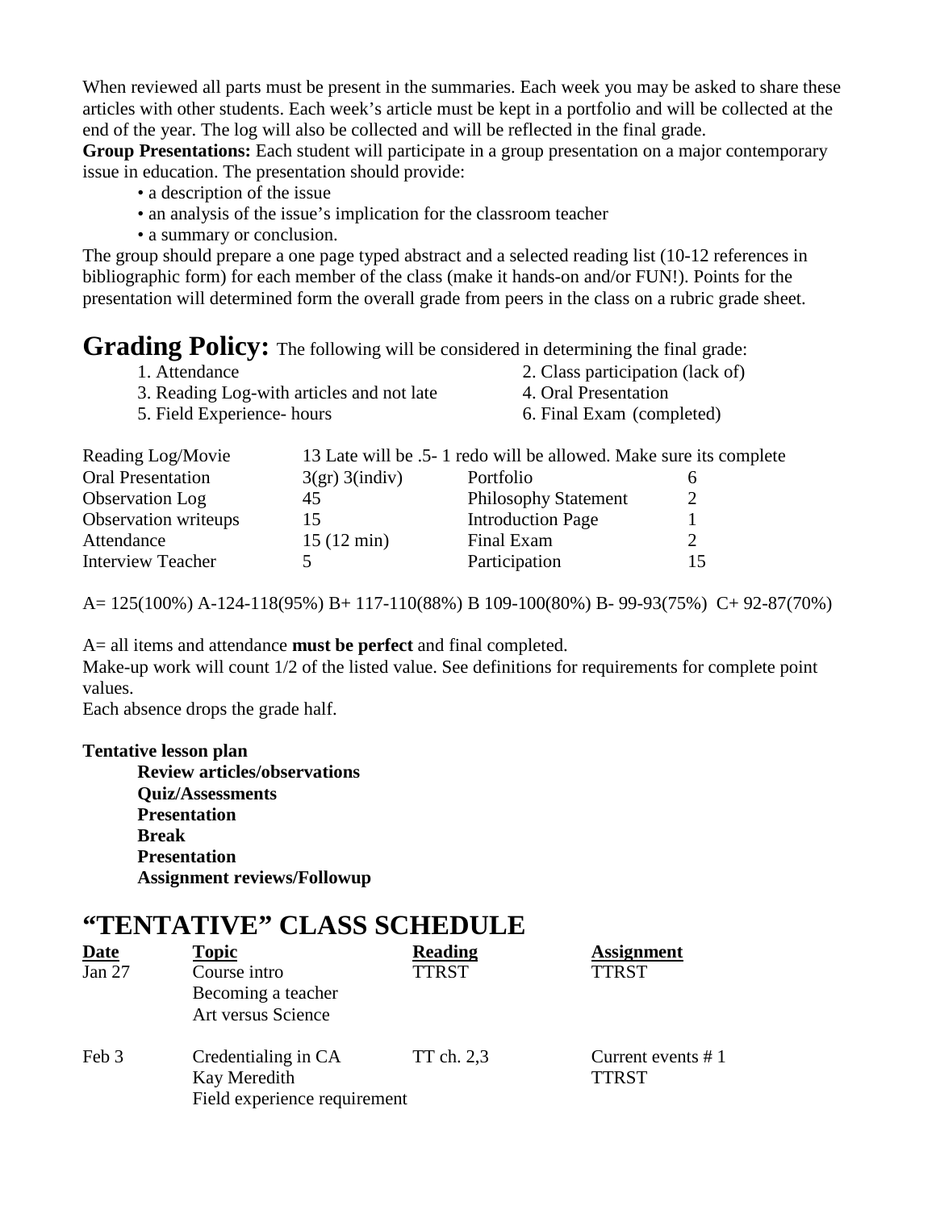When reviewed all parts must be present in the summaries. Each week you may be asked to share these articles with other students. Each week's article must be kept in a portfolio and will be collected at the end of the year. The log will also be collected and will be reflected in the final grade.

**Group Presentations:** Each student will participate in a group presentation on a major contemporary issue in education. The presentation should provide:

- a description of the issue
- an analysis of the issue's implication for the classroom teacher
- a summary or conclusion.

The group should prepare a one page typed abstract and a selected reading list (10-12 references in bibliographic form) for each member of the class (make it hands-on and/or FUN!). Points for the presentation will determined form the overall grade from peers in the class on a rubric grade sheet.

## Grading Policy:

The following will be considered in determining the final grade:

1. Attendance
2. Class participation (lack of)
3. Reading Log-with articles and not late
4. Oral Presentation
5. Field Experience- hours
6. Final Exam (completed)

| | | | |
|---|---|---|---|
| Reading Log/Movie | 13 Late will be .5- 1 redo will be allowed. Make sure its complete | | |
| Oral Presentation | 3(gr) 3(indiv) | Portfolio | 6 |
| Observation Log | 45 | Philosophy Statement | 2 |
| Observation writeups | 15 | Introduction Page | 1 |
| Attendance | 15 (12 min) | Final Exam | 2 |
| Interview Teacher | 5 | Participation | 15 |

A= 125(100%) A-124-118(95%) B+ 117-110(88%) B 109-100(80%) B- 99-93(75%) C+ 92-87(70%)

A= all items and attendance **must be perfect** and final completed.

Make-up work will count 1/2 of the listed value. See definitions for requirements for complete point values.

Each absence drops the grade half.

**Tentative lesson plan**

**Review articles/observations**
**Quiz/Assessments**
**Presentation**
**Break**
**Presentation**
**Assignment reviews/Followup**

## "TENTATIVE" CLASS SCHEDULE

| Date | Topic | Reading | Assignment |
|---|---|---|---|
| Jan 27 | Course intro<br>Becoming a teacher<br>Art versus Science | TTRST | TTRST |
| Feb 3 | Credentialing in CA<br>Kay Meredith<br>Field experience requirement | TT ch. 2,3 | Current events # 1<br>TTRST |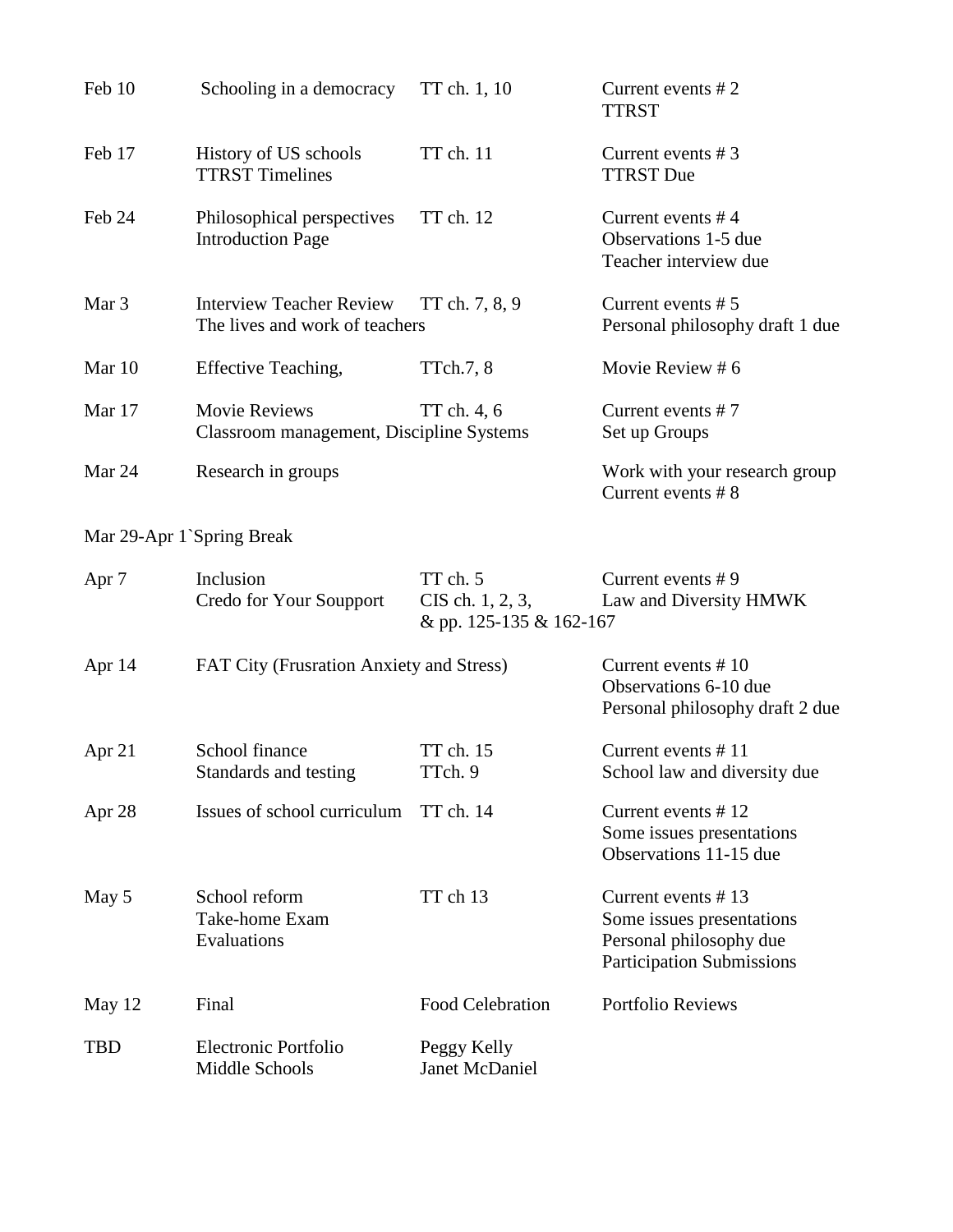| | | | |
|---|---|---|---|
| Feb 10 | Schooling in a democracy | TT ch. 1, 10 | Current events # 2<br>TTRST |
| Feb 17 | History of US schools<br>TTRST Timelines | TT ch. 11 | Current events # 3<br>TTRST Due |
| Feb 24 | Philosophical perspectives<br>Introduction Page | TT ch. 12 | Current events # 4<br>Observations 1-5 due<br>Teacher interview due |
| Mar 3 | Interview Teacher Review<br>The lives and work of teachers | TT ch. 7, 8, 9 | Current events # 5<br>Personal philosophy draft 1 due |
| Mar 10 | Effective Teaching, | TTch.7, 8 | Movie Review # 6 |
| Mar 17 | Movie Reviews<br>Classroom management, Discipline Systems | TT ch. 4, 6 | Current events # 7<br>Set up Groups |
| Mar 24 | Research in groups | | Work with your research group<br>Current events # 8 |
| Mar 29-Apr 1`Spring Break | | | |
| Apr 7 | Inclusion<br>Credo for Your Soupport | TT ch. 5<br>CIS ch. 1, 2, 3,<br>& pp. 125-135 & 162-167 | Current events # 9<br>Law and Diversity HMWK |
| Apr 14 | FAT City (Frusration Anxiety and Stress) | | Current events # 10<br>Observations 6-10 due<br>Personal philosophy draft 2 due |
| Apr 21 | School finance<br>Standards and testing | TT ch. 15<br>TTch. 9 | Current events # 11<br>School law and diversity due |
| Apr 28 | Issues of school curriculum | TT ch. 14 | Current events # 12<br>Some issues presentations<br>Observations 11-15 due |
| May 5 | School reform<br>Take-home Exam<br>Evaluations | TT ch 13 | Current events # 13<br>Some issues presentations<br>Personal philosophy due<br>Participation Submissions |
| May 12 | Final | Food Celebration | Portfolio Reviews |
| TBD | Electronic Portfolio<br>Middle Schools | Peggy Kelly<br>Janet McDaniel | |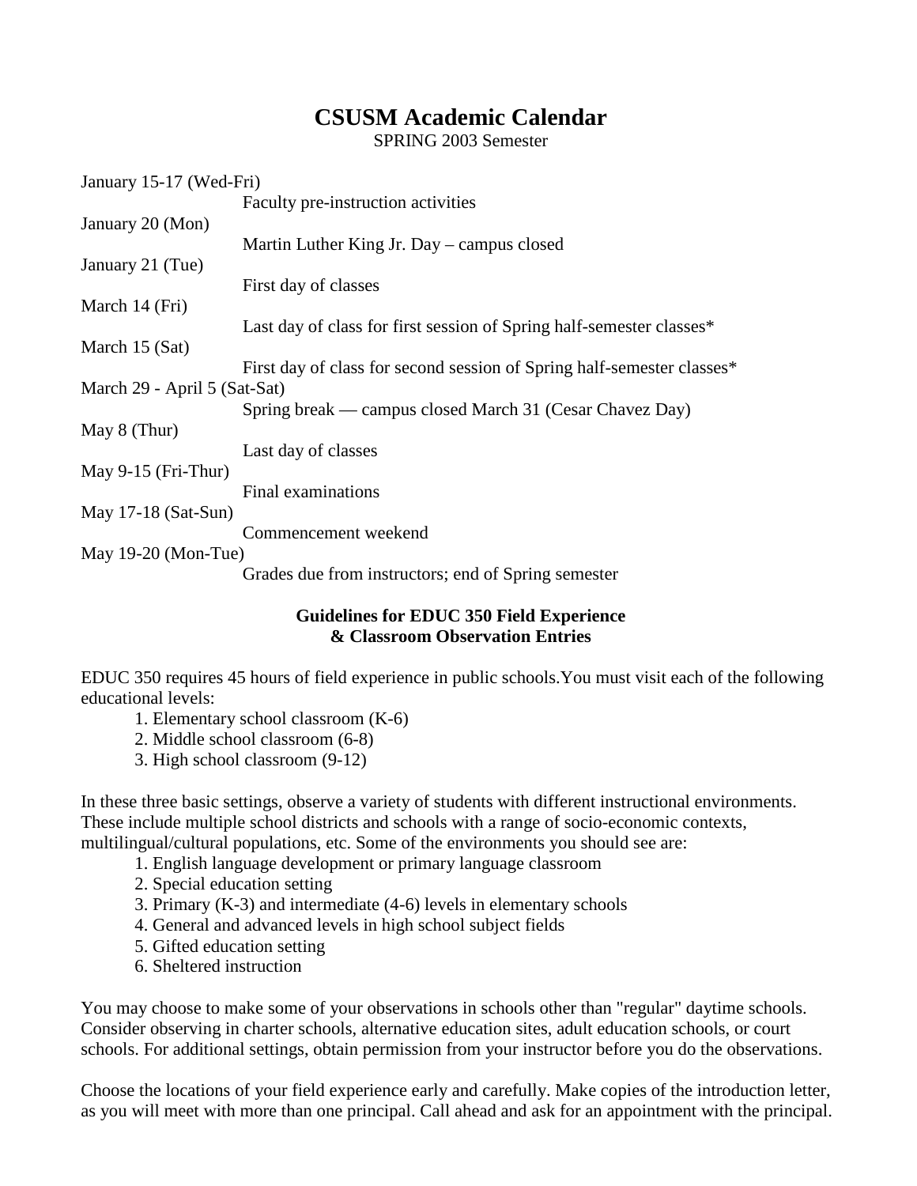# CSUSM Academic Calendar

SPRING 2003 Semester

January 15-17 (Wed-Fri)
Faculty pre-instruction activities

January 20 (Mon)
Martin Luther King Jr. Day – campus closed

January 21 (Tue)
First day of classes

March 14 (Fri)
Last day of class for first session of Spring half-semester classes*

March 15 (Sat)
First day of class for second session of Spring half-semester classes*

March 29 - April 5 (Sat-Sat)
Spring break — campus closed March 31 (Cesar Chavez Day)

May 8 (Thur)
Last day of classes

May 9-15 (Fri-Thur)
Final examinations

May 17-18 (Sat-Sun)
Commencement weekend

May 19-20 (Mon-Tue)
Grades due from instructors; end of Spring semester

## Guidelines for EDUC 350 Field Experience & Classroom Observation Entries

EDUC 350 requires 45 hours of field experience in public schools.You must visit each of the following educational levels:

1. Elementary school classroom (K-6)
2. Middle school classroom (6-8)
3. High school classroom (9-12)

In these three basic settings, observe a variety of students with different instructional environments. These include multiple school districts and schools with a range of socio-economic contexts, multilingual/cultural populations, etc. Some of the environments you should see are:

1. English language development or primary language classroom
2. Special education setting
3. Primary (K-3) and intermediate (4-6) levels in elementary schools
4. General and advanced levels in high school subject fields
5. Gifted education setting
6. Sheltered instruction

You may choose to make some of your observations in schools other than "regular" daytime schools. Consider observing in charter schools, alternative education sites, adult education schools, or court schools. For additional settings, obtain permission from your instructor before you do the observations.

Choose the locations of your field experience early and carefully. Make copies of the introduction letter, as you will meet with more than one principal. Call ahead and ask for an appointment with the principal.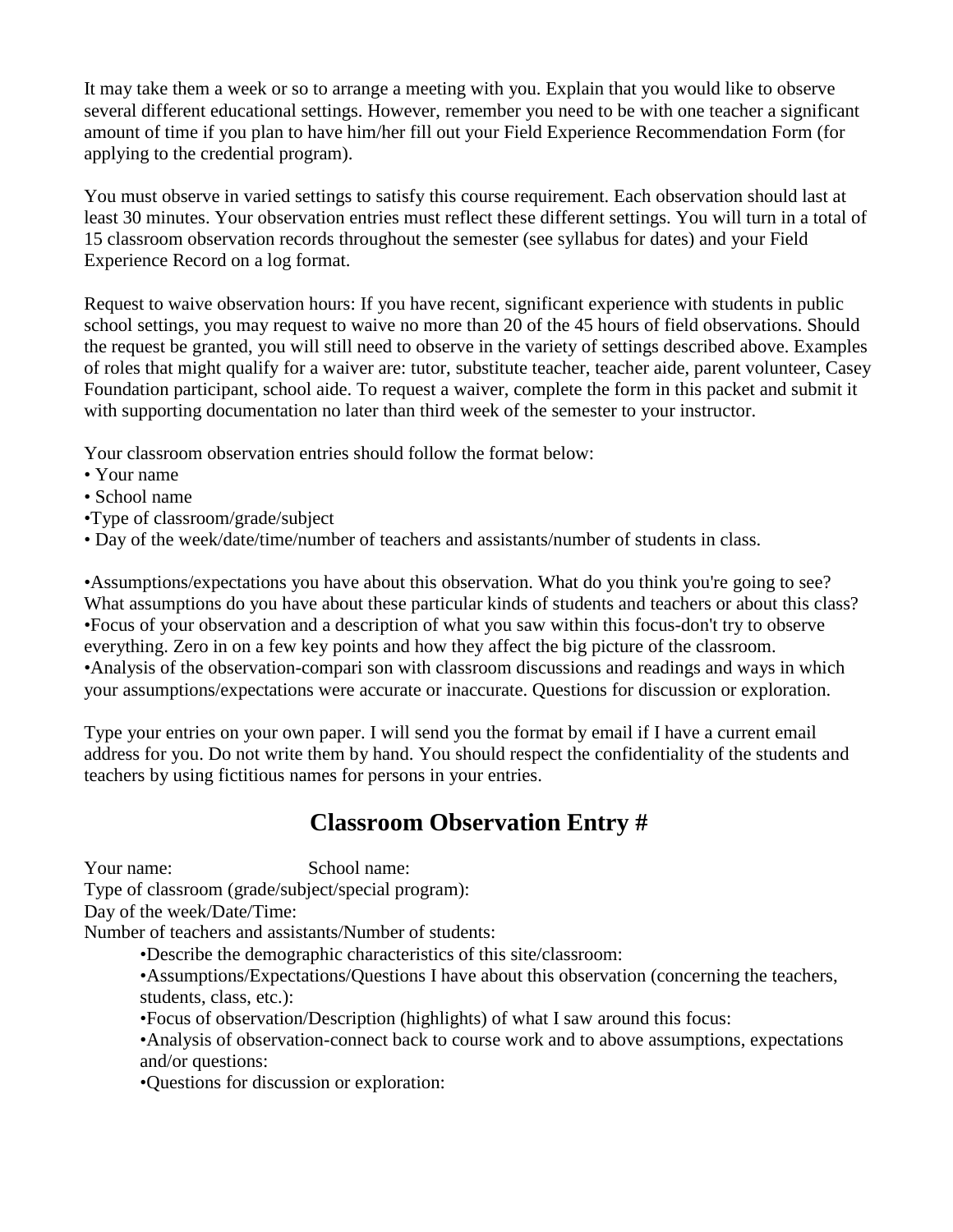It may take them a week or so to arrange a meeting with you. Explain that you would like to observe several different educational settings. However, remember you need to be with one teacher a significant amount of time if you plan to have him/her fill out your Field Experience Recommendation Form (for applying to the credential program).

You must observe in varied settings to satisfy this course requirement. Each observation should last at least 30 minutes. Your observation entries must reflect these different settings. You will turn in a total of 15 classroom observation records throughout the semester (see syllabus for dates) and your Field Experience Record on a log format.

Request to waive observation hours: If you have recent, significant experience with students in public school settings, you may request to waive no more than 20 of the 45 hours of field observations. Should the request be granted, you will still need to observe in the variety of settings described above. Examples of roles that might qualify for a waiver are: tutor, substitute teacher, teacher aide, parent volunteer, Casey Foundation participant, school aide. To request a waiver, complete the form in this packet and submit it with supporting documentation no later than third week of the semester to your instructor.

Your classroom observation entries should follow the format below:

- Your name
- School name
- Type of classroom/grade/subject
- Day of the week/date/time/number of teachers and assistants/number of students in class.

- Assumptions/expectations you have about this observation. What do you think you're going to see? What assumptions do you have about these particular kinds of students and teachers or about this class?
- Focus of your observation and a description of what you saw within this focus-don't try to observe everything. Zero in on a few key points and how they affect the big picture of the classroom.
- Analysis of the observation-compari son with classroom discussions and readings and ways in which your assumptions/expectations were accurate or inaccurate. Questions for discussion or exploration.

Type your entries on your own paper. I will send you the format by email if I have a current email address for you. Do not write them by hand. You should respect the confidentiality of the students and teachers by using fictitious names for persons in your entries.

## Classroom Observation Entry #

Your name: School name:
Type of classroom (grade/subject/special program):
Day of the week/Date/Time:
Number of teachers and assistants/Number of students:

- Describe the demographic characteristics of this site/classroom:
- Assumptions/Expectations/Questions I have about this observation (concerning the teachers, students, class, etc.):
- Focus of observation/Description (highlights) of what I saw around this focus:
- Analysis of observation-connect back to course work and to above assumptions, expectations and/or questions:
- Questions for discussion or exploration: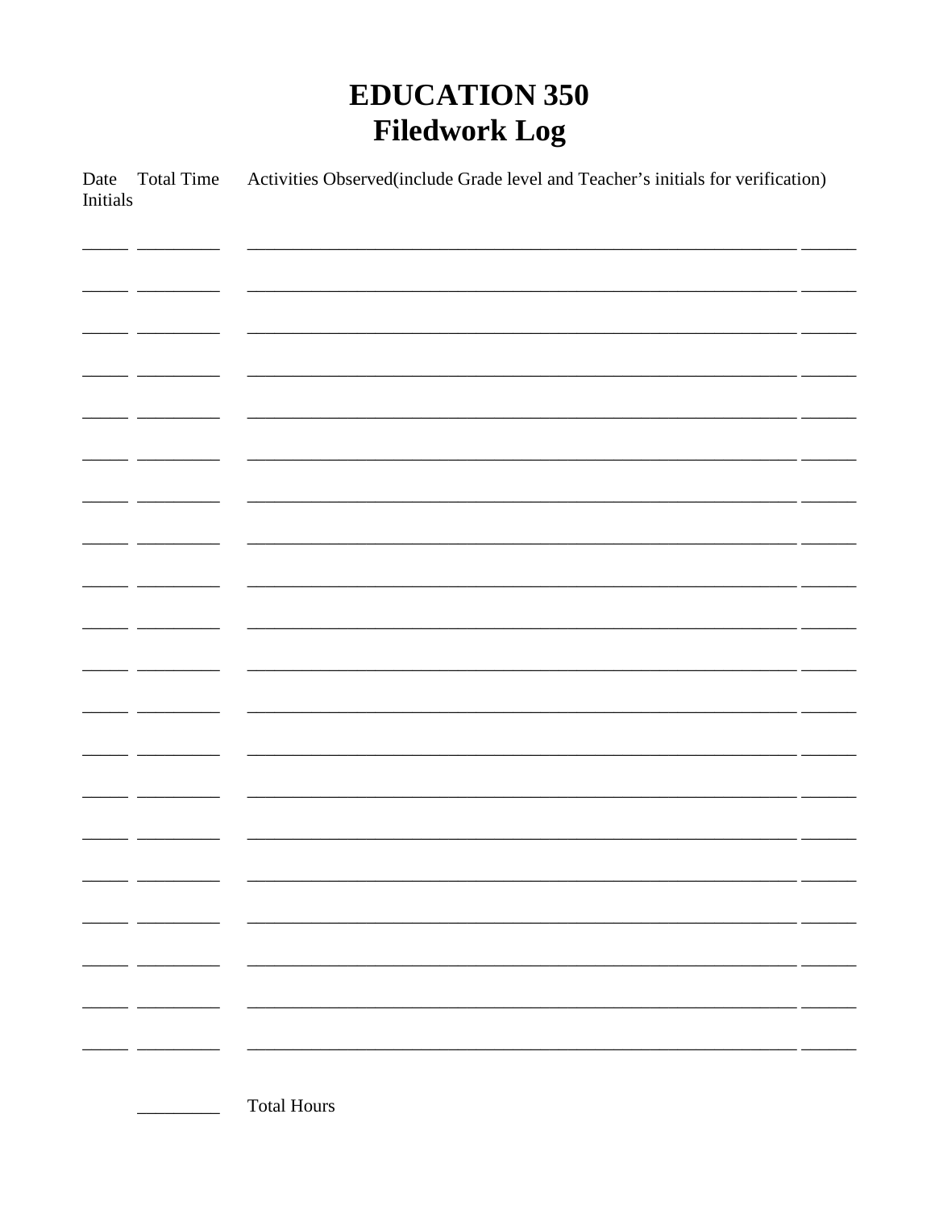# EDUCATION 350
# Filedwork Log

| Date | Total Time | Activities Observed(include Grade level and Teacher's initials for verification) | Initials |
|---|---|---|---|
| | | | |
| | | | |
| | | | |
| | | | |
| | | | |
| | | | |
| | | | |
| | | | |
| | | | |
| | | | |
| | | | |
| | | | |
| | | | |
| | | | |
| | | | |
| | | | |
| | | | |
| | | | |
| | | | |
| | | | |

_________ Total Hours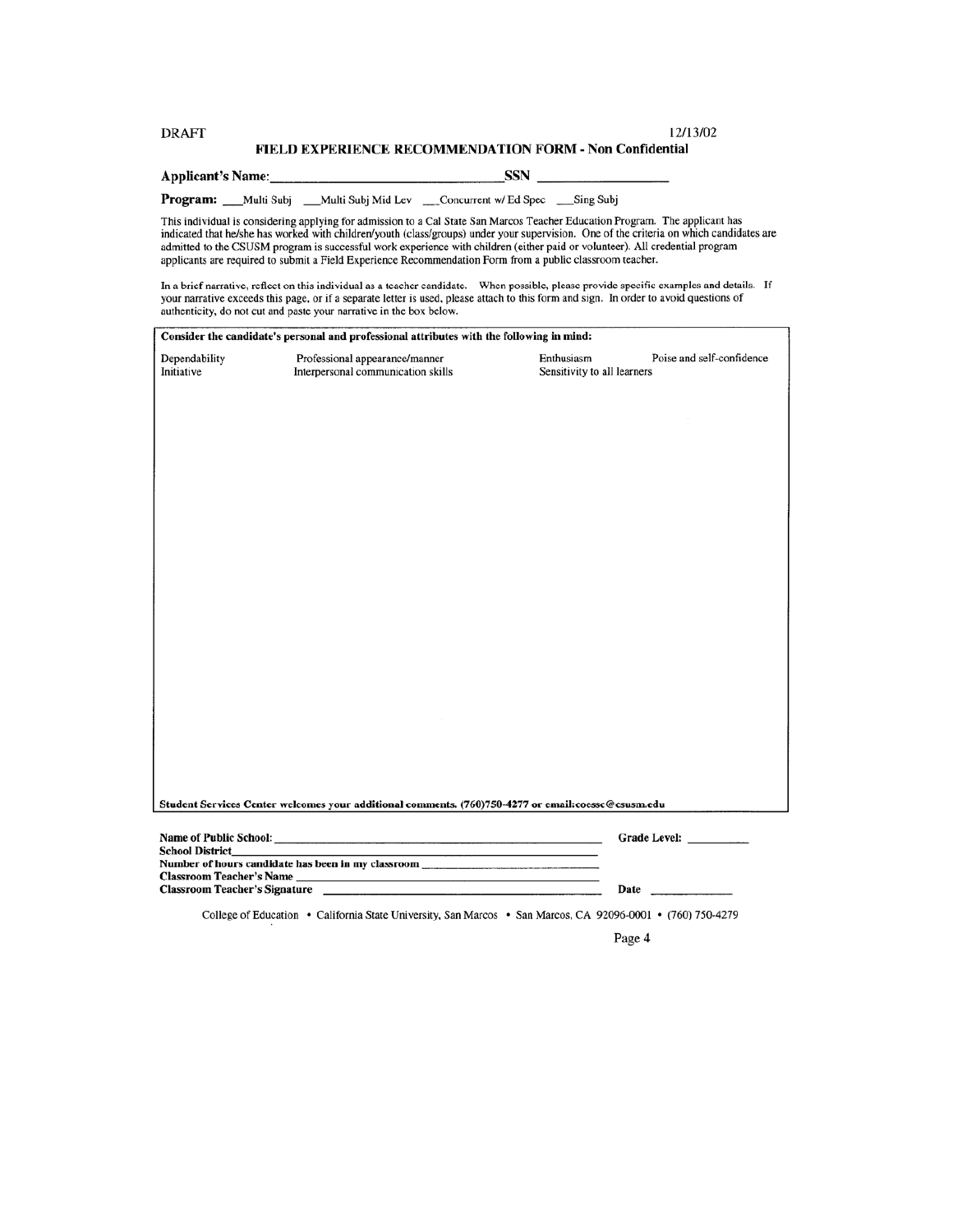DRAFT 12/13/02

# FIELD EXPERIENCE RECOMMENDATION FORM - Non Confidential

**Applicant's Name:**________________________________ **SSN** __________________

**Program:** ___Multi Subj ___Multi Subj Mid Lev ___Concurrent w/ Ed Spec ___Sing Subj

This individual is considering applying for admission to a Cal State San Marcos Teacher Education Program. The applicant has indicated that he/she has worked with children/youth (class/groups) under your supervision. One of the criteria on which candidates are admitted to the CSUSM program is successful work experience with children (either paid or volunteer). All credential program applicants are required to submit a Field Experience Recommendation Form from a public classroom teacher.

In a brief narrative, reflect on this individual as a teacher candidate. When possible, please provide specific examples and details. If your narrative exceeds this page, or if a separate letter is used, please attach to this form and sign. In order to avoid questions of authenticity, do not cut and paste your narrative in the box below.

**Consider the candidate's personal and professional attributes with the following in mind:**

| | | | |
|---|---|---|---|
| Dependability | Professional appearance/manner | Enthusiasm | Poise and self-confidence |
| Initiative | Interpersonal communication skills | Sensitivity to all learners | |

**Student Services Center welcomes your additional comments. (760)750-4277 or email:coessc@csusm.edu**

**Name of Public School:** ________________________________________________ **Grade Level:** __________

**School District**________________________________________________

**Number of hours candidate has been in my classroom** ____________________________

**Classroom Teacher's Name** ________________________________________________

**Classroom Teacher's Signature** ________________________________________ **Date** ____________

College of Education • California State University, San Marcos • San Marcos, CA 92096-0001 • (760) 750-4279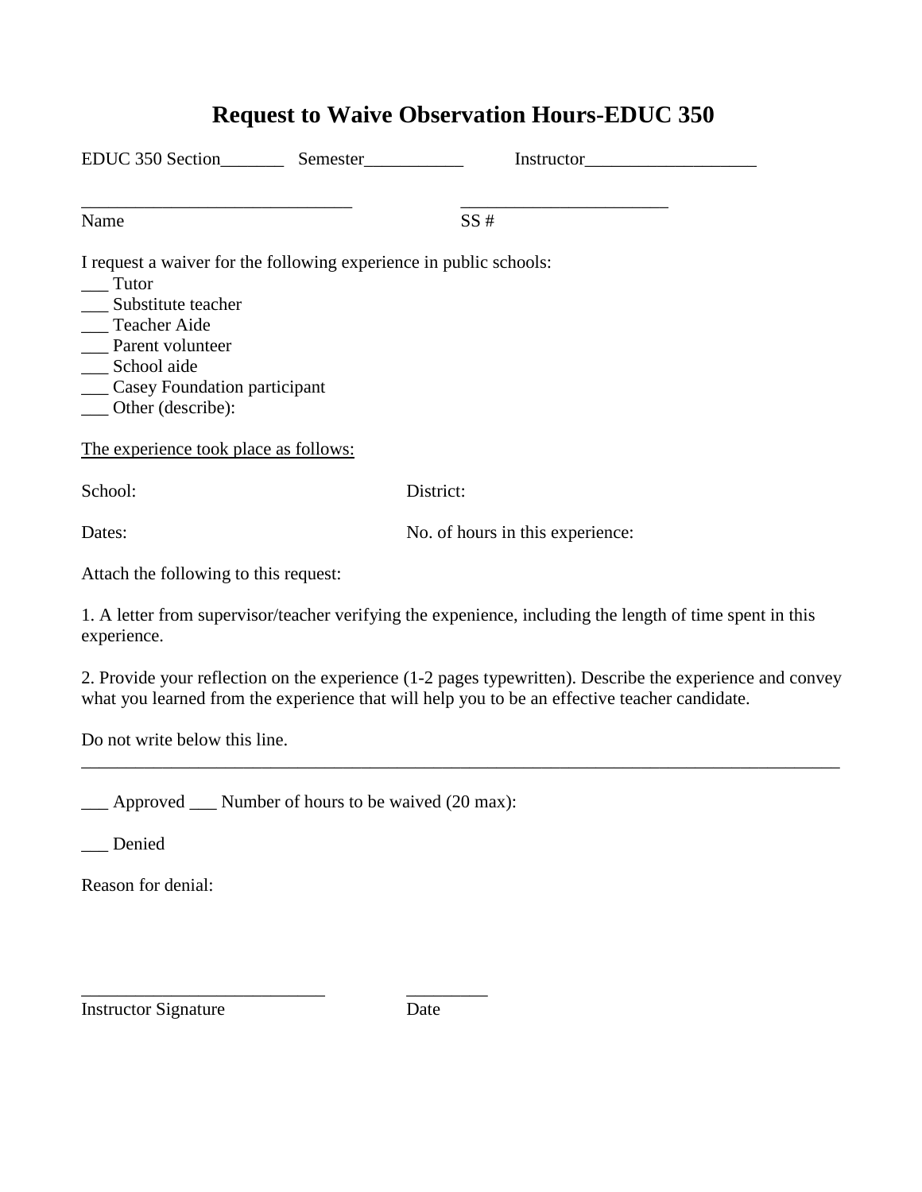# Request to Waive Observation Hours-EDUC 350

EDUC 350 Section_______ Semester___________ Instructor___________________

______________________________ Name

_______________________ SS #

I request a waiver for the following experience in public schools:

___ Tutor
___ Substitute teacher
___ Teacher Aide
___ Parent volunteer
___ School aide
___ Casey Foundation participant
___ Other (describe):

<u>The experience took place as follows:</u>

School: District:

Dates: No. of hours in this experience:

Attach the following to this request:

1. A letter from supervisor/teacher verifying the experience, including the length of time spent in this experience.

2. Provide your reflection on the experience (1-2 pages typewritten). Describe the experience and convey what you learned from the experience that will help you to be an effective teacher candidate.

Do not write below this line.

---

___ Approved ___ Number of hours to be waived (20 max):

___ Denied

Reason for denial:

__________________________ Instructor Signature

_________ Date